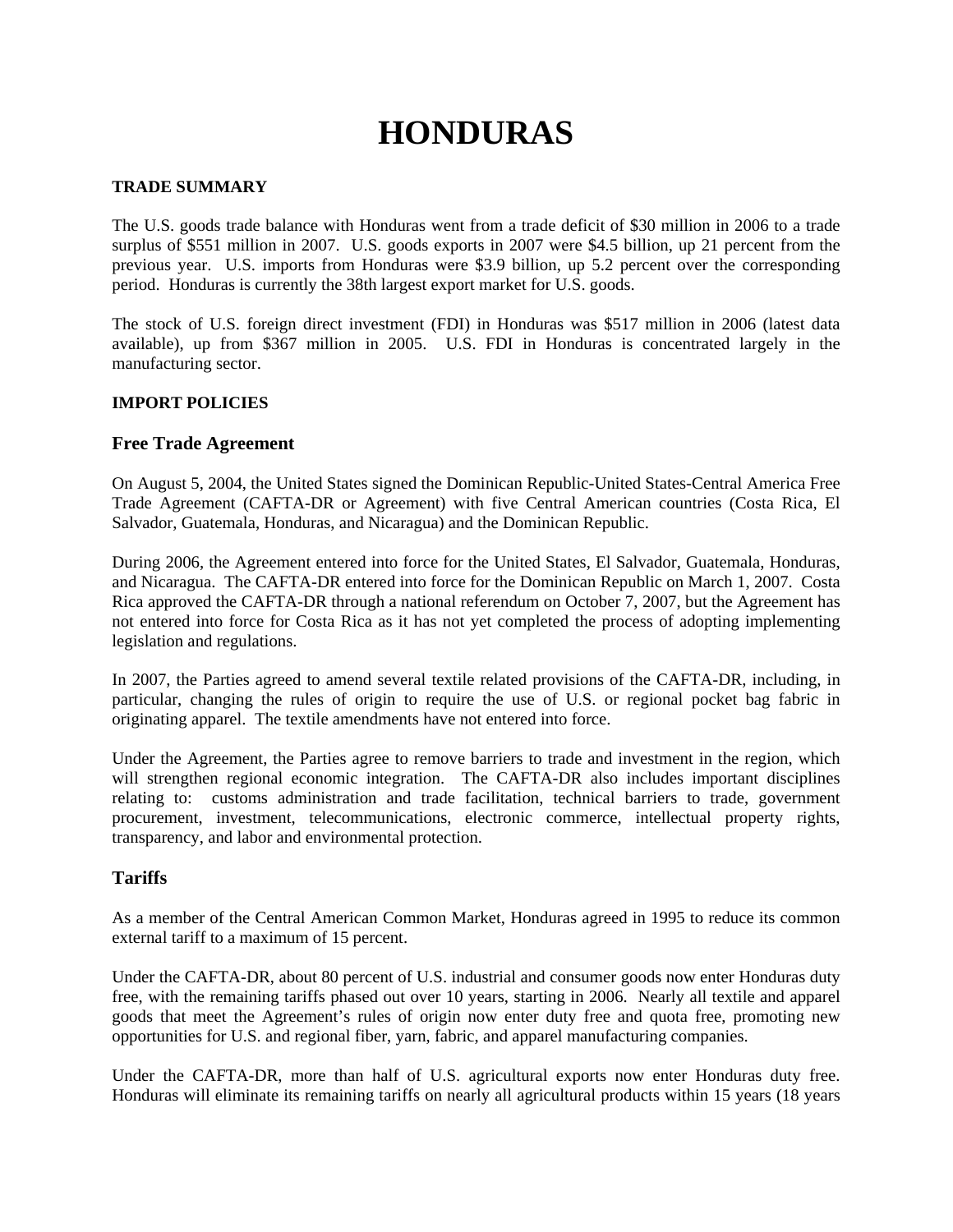# HONDURAS

**TRADE SUMMARY**

The U.S. goods trade balance with Honduras went from a trade deficit of $30 million in 2006 to a trade surplus of $551 million in 2007. U.S. goods exports in 2007 were $4.5 billion, up 21 percent from the previous year. U.S. imports from Honduras were $3.9 billion, up 5.2 percent over the corresponding period. Honduras is currently the 38th largest export market for U.S. goods.

The stock of U.S. foreign direct investment (FDI) in Honduras was $517 million in 2006 (latest data available), up from $367 million in 2005. U.S. FDI in Honduras is concentrated largely in the manufacturing sector.

**IMPORT POLICIES**

## Free Trade Agreement

On August 5, 2004, the United States signed the Dominican Republic-United States-Central America Free Trade Agreement (CAFTA-DR or Agreement) with five Central American countries (Costa Rica, El Salvador, Guatemala, Honduras, and Nicaragua) and the Dominican Republic.

During 2006, the Agreement entered into force for the United States, El Salvador, Guatemala, Honduras, and Nicaragua. The CAFTA-DR entered into force for the Dominican Republic on March 1, 2007. Costa Rica approved the CAFTA-DR through a national referendum on October 7, 2007, but the Agreement has not entered into force for Costa Rica as it has not yet completed the process of adopting implementing legislation and regulations.

In 2007, the Parties agreed to amend several textile related provisions of the CAFTA-DR, including, in particular, changing the rules of origin to require the use of U.S. or regional pocket bag fabric in originating apparel. The textile amendments have not entered into force.

Under the Agreement, the Parties agree to remove barriers to trade and investment in the region, which will strengthen regional economic integration. The CAFTA-DR also includes important disciplines relating to: customs administration and trade facilitation, technical barriers to trade, government procurement, investment, telecommunications, electronic commerce, intellectual property rights, transparency, and labor and environmental protection.

## Tariffs

As a member of the Central American Common Market, Honduras agreed in 1995 to reduce its common external tariff to a maximum of 15 percent.

Under the CAFTA-DR, about 80 percent of U.S. industrial and consumer goods now enter Honduras duty free, with the remaining tariffs phased out over 10 years, starting in 2006. Nearly all textile and apparel goods that meet the Agreement's rules of origin now enter duty free and quota free, promoting new opportunities for U.S. and regional fiber, yarn, fabric, and apparel manufacturing companies.

Under the CAFTA-DR, more than half of U.S. agricultural exports now enter Honduras duty free. Honduras will eliminate its remaining tariffs on nearly all agricultural products within 15 years (18 years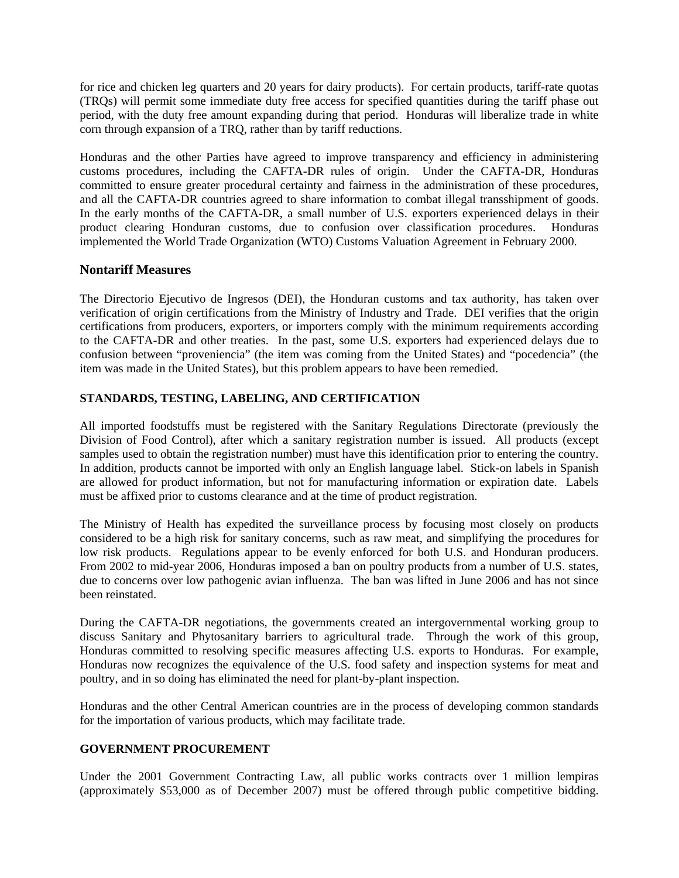for rice and chicken leg quarters and 20 years for dairy products). For certain products, tariff-rate quotas (TRQs) will permit some immediate duty free access for specified quantities during the tariff phase out period, with the duty free amount expanding during that period. Honduras will liberalize trade in white corn through expansion of a TRQ, rather than by tariff reductions.

Honduras and the other Parties have agreed to improve transparency and efficiency in administering customs procedures, including the CAFTA-DR rules of origin. Under the CAFTA-DR, Honduras committed to ensure greater procedural certainty and fairness in the administration of these procedures, and all the CAFTA-DR countries agreed to share information to combat illegal transshipment of goods. In the early months of the CAFTA-DR, a small number of U.S. exporters experienced delays in their product clearing Honduran customs, due to confusion over classification procedures. Honduras implemented the World Trade Organization (WTO) Customs Valuation Agreement in February 2000.

## Nontariff Measures

The Directorio Ejecutivo de Ingresos (DEI), the Honduran customs and tax authority, has taken over verification of origin certifications from the Ministry of Industry and Trade. DEI verifies that the origin certifications from producers, exporters, or importers comply with the minimum requirements according to the CAFTA-DR and other treaties. In the past, some U.S. exporters had experienced delays due to confusion between "proveniencia" (the item was coming from the United States) and "pocedencia" (the item was made in the United States), but this problem appears to have been remedied.

## STANDARDS, TESTING, LABELING, AND CERTIFICATION

All imported foodstuffs must be registered with the Sanitary Regulations Directorate (previously the Division of Food Control), after which a sanitary registration number is issued. All products (except samples used to obtain the registration number) must have this identification prior to entering the country. In addition, products cannot be imported with only an English language label. Stick-on labels in Spanish are allowed for product information, but not for manufacturing information or expiration date. Labels must be affixed prior to customs clearance and at the time of product registration.

The Ministry of Health has expedited the surveillance process by focusing most closely on products considered to be a high risk for sanitary concerns, such as raw meat, and simplifying the procedures for low risk products. Regulations appear to be evenly enforced for both U.S. and Honduran producers. From 2002 to mid-year 2006, Honduras imposed a ban on poultry products from a number of U.S. states, due to concerns over low pathogenic avian influenza. The ban was lifted in June 2006 and has not since been reinstated.

During the CAFTA-DR negotiations, the governments created an intergovernmental working group to discuss Sanitary and Phytosanitary barriers to agricultural trade. Through the work of this group, Honduras committed to resolving specific measures affecting U.S. exports to Honduras. For example, Honduras now recognizes the equivalence of the U.S. food safety and inspection systems for meat and poultry, and in so doing has eliminated the need for plant-by-plant inspection.

Honduras and the other Central American countries are in the process of developing common standards for the importation of various products, which may facilitate trade.

## GOVERNMENT PROCUREMENT

Under the 2001 Government Contracting Law, all public works contracts over 1 million lempiras (approximately $53,000 as of December 2007) must be offered through public competitive bidding.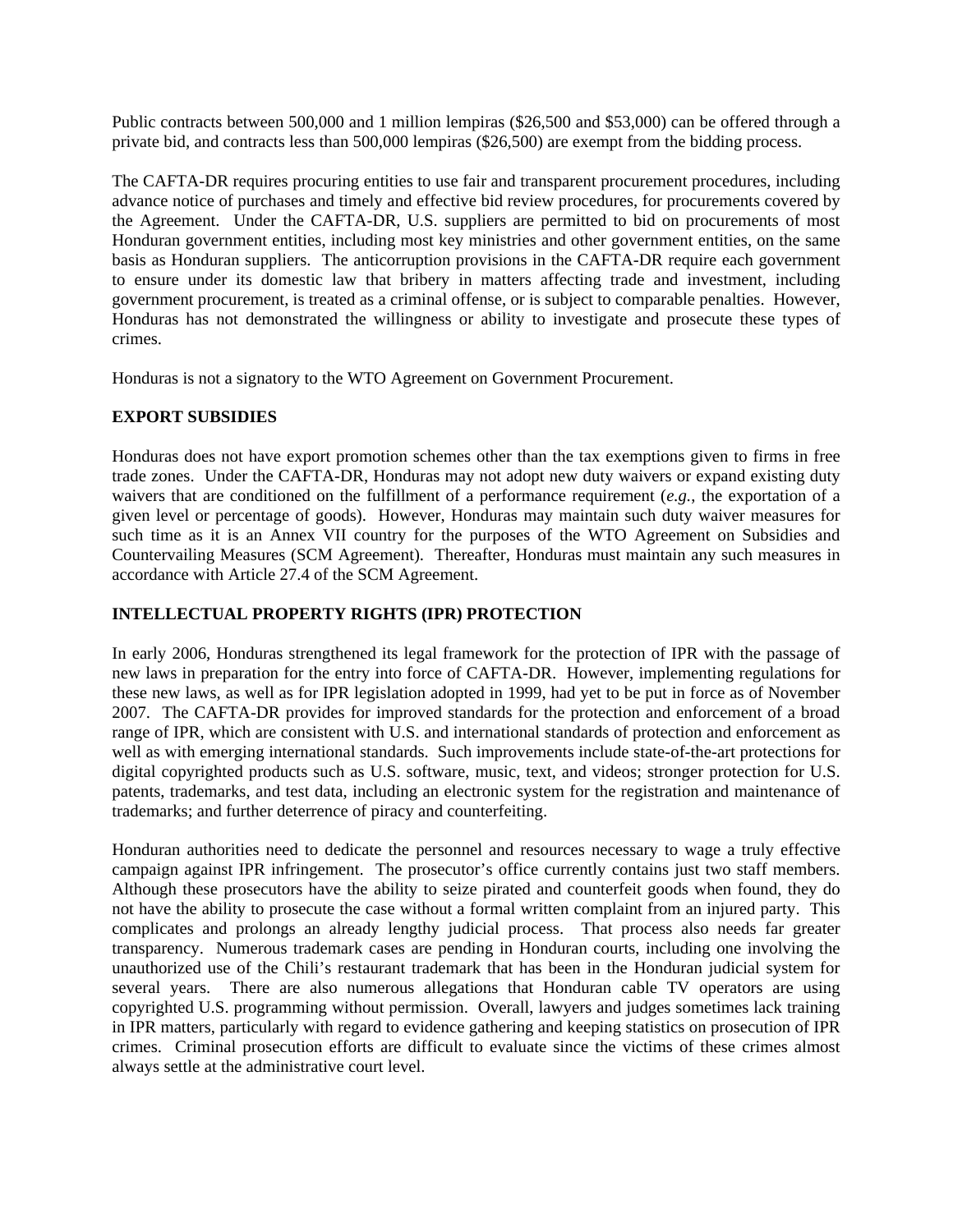Public contracts between 500,000 and 1 million lempiras ($26,500 and $53,000) can be offered through a private bid, and contracts less than 500,000 lempiras ($26,500) are exempt from the bidding process.

The CAFTA-DR requires procuring entities to use fair and transparent procurement procedures, including advance notice of purchases and timely and effective bid review procedures, for procurements covered by the Agreement. Under the CAFTA-DR, U.S. suppliers are permitted to bid on procurements of most Honduran government entities, including most key ministries and other government entities, on the same basis as Honduran suppliers. The anticorruption provisions in the CAFTA-DR require each government to ensure under its domestic law that bribery in matters affecting trade and investment, including government procurement, is treated as a criminal offense, or is subject to comparable penalties. However, Honduras has not demonstrated the willingness or ability to investigate and prosecute these types of crimes.

Honduras is not a signatory to the WTO Agreement on Government Procurement.

**EXPORT SUBSIDIES**

Honduras does not have export promotion schemes other than the tax exemptions given to firms in free trade zones. Under the CAFTA-DR, Honduras may not adopt new duty waivers or expand existing duty waivers that are conditioned on the fulfillment of a performance requirement (*e.g.*, the exportation of a given level or percentage of goods). However, Honduras may maintain such duty waiver measures for such time as it is an Annex VII country for the purposes of the WTO Agreement on Subsidies and Countervailing Measures (SCM Agreement). Thereafter, Honduras must maintain any such measures in accordance with Article 27.4 of the SCM Agreement.

**INTELLECTUAL PROPERTY RIGHTS (IPR) PROTECTION**

In early 2006, Honduras strengthened its legal framework for the protection of IPR with the passage of new laws in preparation for the entry into force of CAFTA-DR. However, implementing regulations for these new laws, as well as for IPR legislation adopted in 1999, had yet to be put in force as of November 2007. The CAFTA-DR provides for improved standards for the protection and enforcement of a broad range of IPR, which are consistent with U.S. and international standards of protection and enforcement as well as with emerging international standards. Such improvements include state-of-the-art protections for digital copyrighted products such as U.S. software, music, text, and videos; stronger protection for U.S. patents, trademarks, and test data, including an electronic system for the registration and maintenance of trademarks; and further deterrence of piracy and counterfeiting.

Honduran authorities need to dedicate the personnel and resources necessary to wage a truly effective campaign against IPR infringement. The prosecutor's office currently contains just two staff members. Although these prosecutors have the ability to seize pirated and counterfeit goods when found, they do not have the ability to prosecute the case without a formal written complaint from an injured party. This complicates and prolongs an already lengthy judicial process. That process also needs far greater transparency. Numerous trademark cases are pending in Honduran courts, including one involving the unauthorized use of the Chili's restaurant trademark that has been in the Honduran judicial system for several years. There are also numerous allegations that Honduran cable TV operators are using copyrighted U.S. programming without permission. Overall, lawyers and judges sometimes lack training in IPR matters, particularly with regard to evidence gathering and keeping statistics on prosecution of IPR crimes. Criminal prosecution efforts are difficult to evaluate since the victims of these crimes almost always settle at the administrative court level.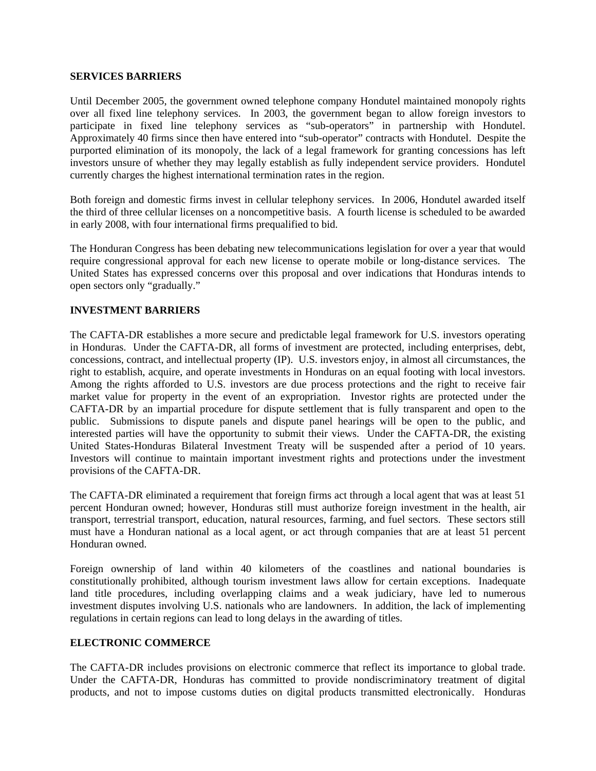**SERVICES BARRIERS**

Until December 2005, the government owned telephone company Hondutel maintained monopoly rights over all fixed line telephony services. In 2003, the government began to allow foreign investors to participate in fixed line telephony services as "sub-operators" in partnership with Hondutel. Approximately 40 firms since then have entered into "sub-operator" contracts with Hondutel. Despite the purported elimination of its monopoly, the lack of a legal framework for granting concessions has left investors unsure of whether they may legally establish as fully independent service providers. Hondutel currently charges the highest international termination rates in the region.

Both foreign and domestic firms invest in cellular telephony services. In 2006, Hondutel awarded itself the third of three cellular licenses on a noncompetitive basis. A fourth license is scheduled to be awarded in early 2008, with four international firms prequalified to bid.

The Honduran Congress has been debating new telecommunications legislation for over a year that would require congressional approval for each new license to operate mobile or long-distance services. The United States has expressed concerns over this proposal and over indications that Honduras intends to open sectors only "gradually."

**INVESTMENT BARRIERS**

The CAFTA-DR establishes a more secure and predictable legal framework for U.S. investors operating in Honduras. Under the CAFTA-DR, all forms of investment are protected, including enterprises, debt, concessions, contract, and intellectual property (IP). U.S. investors enjoy, in almost all circumstances, the right to establish, acquire, and operate investments in Honduras on an equal footing with local investors. Among the rights afforded to U.S. investors are due process protections and the right to receive fair market value for property in the event of an expropriation. Investor rights are protected under the CAFTA-DR by an impartial procedure for dispute settlement that is fully transparent and open to the public. Submissions to dispute panels and dispute panel hearings will be open to the public, and interested parties will have the opportunity to submit their views. Under the CAFTA-DR, the existing United States-Honduras Bilateral Investment Treaty will be suspended after a period of 10 years. Investors will continue to maintain important investment rights and protections under the investment provisions of the CAFTA-DR.

The CAFTA-DR eliminated a requirement that foreign firms act through a local agent that was at least 51 percent Honduran owned; however, Honduras still must authorize foreign investment in the health, air transport, terrestrial transport, education, natural resources, farming, and fuel sectors. These sectors still must have a Honduran national as a local agent, or act through companies that are at least 51 percent Honduran owned.

Foreign ownership of land within 40 kilometers of the coastlines and national boundaries is constitutionally prohibited, although tourism investment laws allow for certain exceptions. Inadequate land title procedures, including overlapping claims and a weak judiciary, have led to numerous investment disputes involving U.S. nationals who are landowners. In addition, the lack of implementing regulations in certain regions can lead to long delays in the awarding of titles.

**ELECTRONIC COMMERCE**

The CAFTA-DR includes provisions on electronic commerce that reflect its importance to global trade. Under the CAFTA-DR, Honduras has committed to provide nondiscriminatory treatment of digital products, and not to impose customs duties on digital products transmitted electronically. Honduras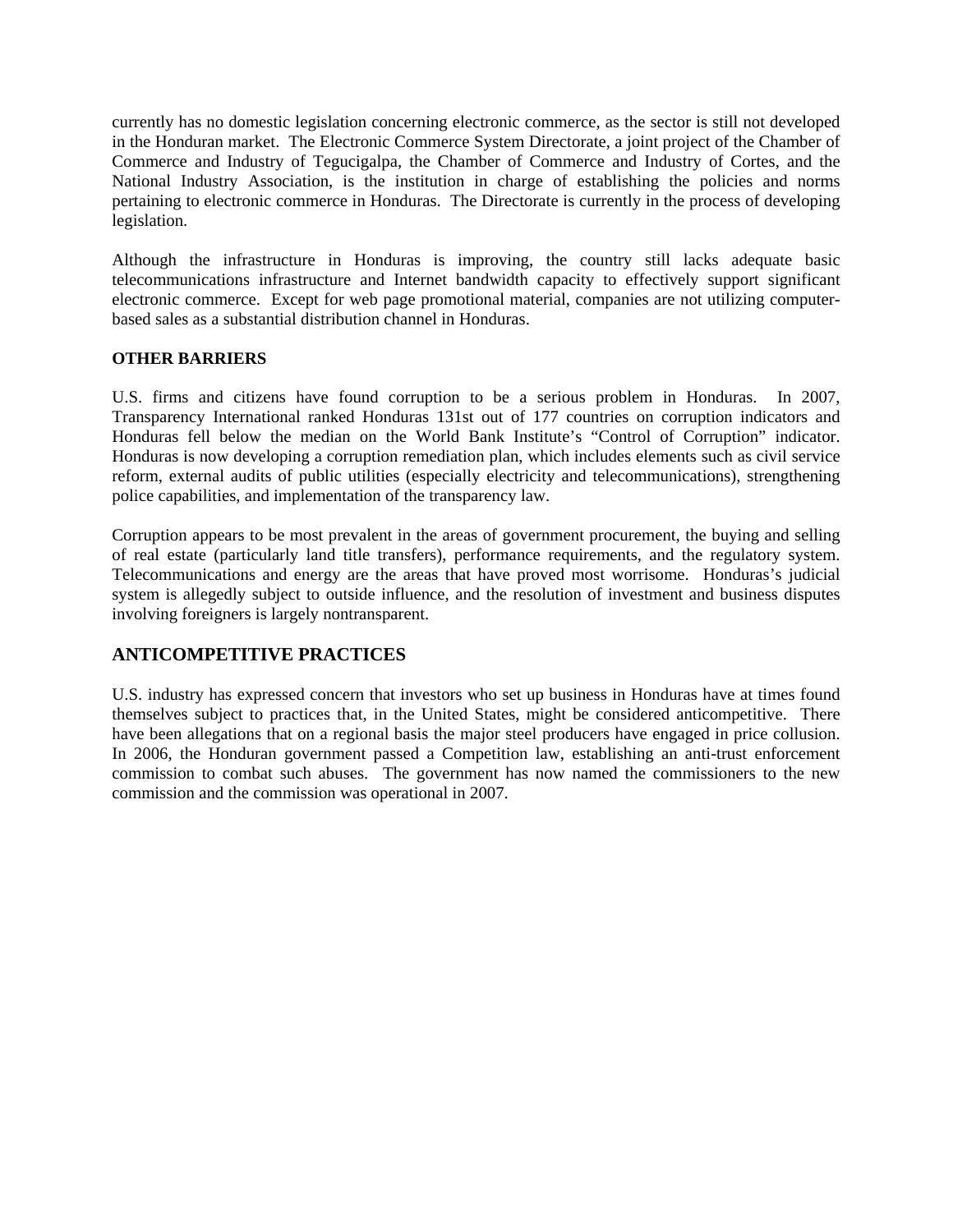currently has no domestic legislation concerning electronic commerce, as the sector is still not developed in the Honduran market. The Electronic Commerce System Directorate, a joint project of the Chamber of Commerce and Industry of Tegucigalpa, the Chamber of Commerce and Industry of Cortes, and the National Industry Association, is the institution in charge of establishing the policies and norms pertaining to electronic commerce in Honduras. The Directorate is currently in the process of developing legislation.

Although the infrastructure in Honduras is improving, the country still lacks adequate basic telecommunications infrastructure and Internet bandwidth capacity to effectively support significant electronic commerce. Except for web page promotional material, companies are not utilizing computer-based sales as a substantial distribution channel in Honduras.

**OTHER BARRIERS**

U.S. firms and citizens have found corruption to be a serious problem in Honduras. In 2007, Transparency International ranked Honduras 131st out of 177 countries on corruption indicators and Honduras fell below the median on the World Bank Institute's "Control of Corruption" indicator. Honduras is now developing a corruption remediation plan, which includes elements such as civil service reform, external audits of public utilities (especially electricity and telecommunications), strengthening police capabilities, and implementation of the transparency law.

Corruption appears to be most prevalent in the areas of government procurement, the buying and selling of real estate (particularly land title transfers), performance requirements, and the regulatory system. Telecommunications and energy are the areas that have proved most worrisome. Honduras's judicial system is allegedly subject to outside influence, and the resolution of investment and business disputes involving foreigners is largely nontransparent.

## ANTICOMPETITIVE PRACTICES

U.S. industry has expressed concern that investors who set up business in Honduras have at times found themselves subject to practices that, in the United States, might be considered anticompetitive. There have been allegations that on a regional basis the major steel producers have engaged in price collusion. In 2006, the Honduran government passed a Competition law, establishing an anti-trust enforcement commission to combat such abuses. The government has now named the commissioners to the new commission and the commission was operational in 2007.